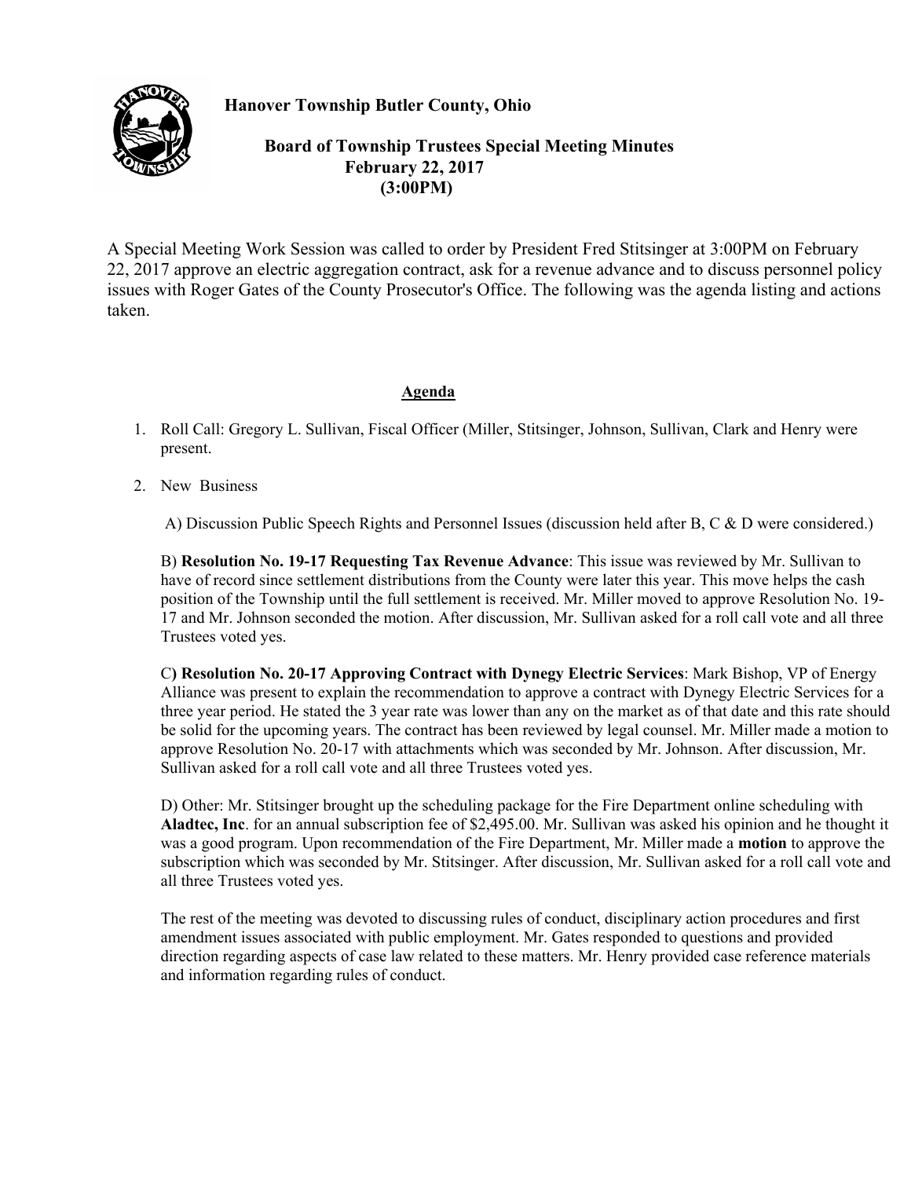# Hanover Township Butler County, Ohio

## Board of Township Trustees Special Meeting Minutes
## February 22, 2017
## (3:00PM)

A Special Meeting Work Session was called to order by President Fred Stitsinger at 3:00PM on February 22, 2017 approve an electric aggregation contract, ask for a revenue advance and to discuss personnel policy issues with Roger Gates of the County Prosecutor's Office. The following was the agenda listing and actions taken.

**Agenda**

1. Roll Call: Gregory L. Sullivan, Fiscal Officer (Miller, Stitsinger, Johnson, Sullivan, Clark and Henry were present.

2. New Business

   A) Discussion Public Speech Rights and Personnel Issues (discussion held after B, C & D were considered.)

   B) **Resolution No. 19-17 Requesting Tax Revenue Advance**: This issue was reviewed by Mr. Sullivan to have of record since settlement distributions from the County were later this year. This move helps the cash position of the Township until the full settlement is received. Mr. Miller moved to approve Resolution No. 19-17 and Mr. Johnson seconded the motion. After discussion, Mr. Sullivan asked for a roll call vote and all three Trustees voted yes.

   C**) Resolution No. 20-17 Approving Contract with Dynegy Electric Services**: Mark Bishop, VP of Energy Alliance was present to explain the recommendation to approve a contract with Dynegy Electric Services for a three year period. He stated the 3 year rate was lower than any on the market as of that date and this rate should be solid for the upcoming years. The contract has been reviewed by legal counsel. Mr. Miller made a motion to approve Resolution No. 20-17 with attachments which was seconded by Mr. Johnson. After discussion, Mr. Sullivan asked for a roll call vote and all three Trustees voted yes.

   D) Other: Mr. Stitsinger brought up the scheduling package for the Fire Department online scheduling with **Aladtec, Inc**. for an annual subscription fee of $2,495.00. Mr. Sullivan was asked his opinion and he thought it was a good program. Upon recommendation of the Fire Department, Mr. Miller made a **motion** to approve the subscription which was seconded by Mr. Stitsinger. After discussion, Mr. Sullivan asked for a roll call vote and all three Trustees voted yes.

   The rest of the meeting was devoted to discussing rules of conduct, disciplinary action procedures and first amendment issues associated with public employment. Mr. Gates responded to questions and provided direction regarding aspects of case law related to these matters. Mr. Henry provided case reference materials and information regarding rules of conduct.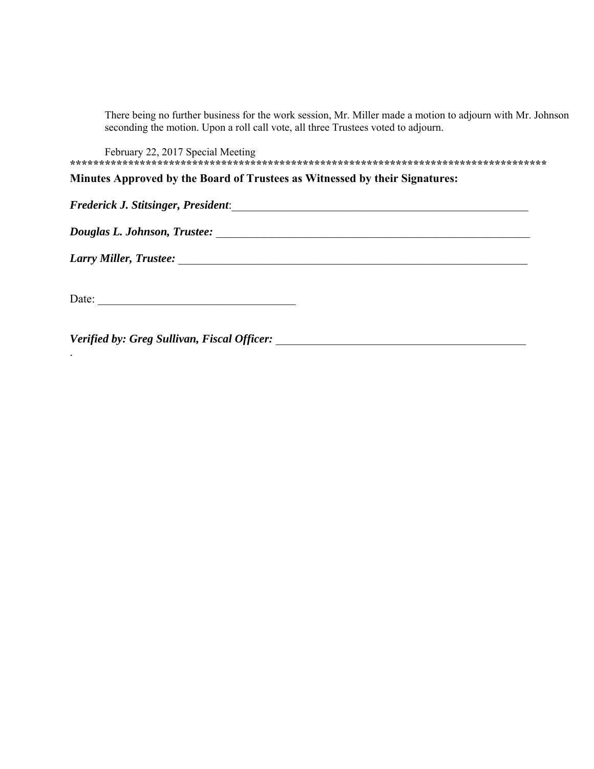There being no further business for the work session, Mr. Miller made a motion to adjourn with Mr. Johnson seconding the motion. Upon a roll call vote, all three Trustees voted to adjourn.

February 22, 2017 Special Meeting

*************************************************************************************

**Minutes Approved by the Board of Trustees as Witnessed by their Signatures:**

***Frederick J. Stitsinger, President***:_______________________________________________________

***Douglas L. Johnson, Trustee:*** _________________________________________________________

***Larry Miller, Trustee:*** ______________________________________________________________

Date: __________________________________

***Verified by: Greg Sullivan, Fiscal Officer:*** ____________________________________________

.